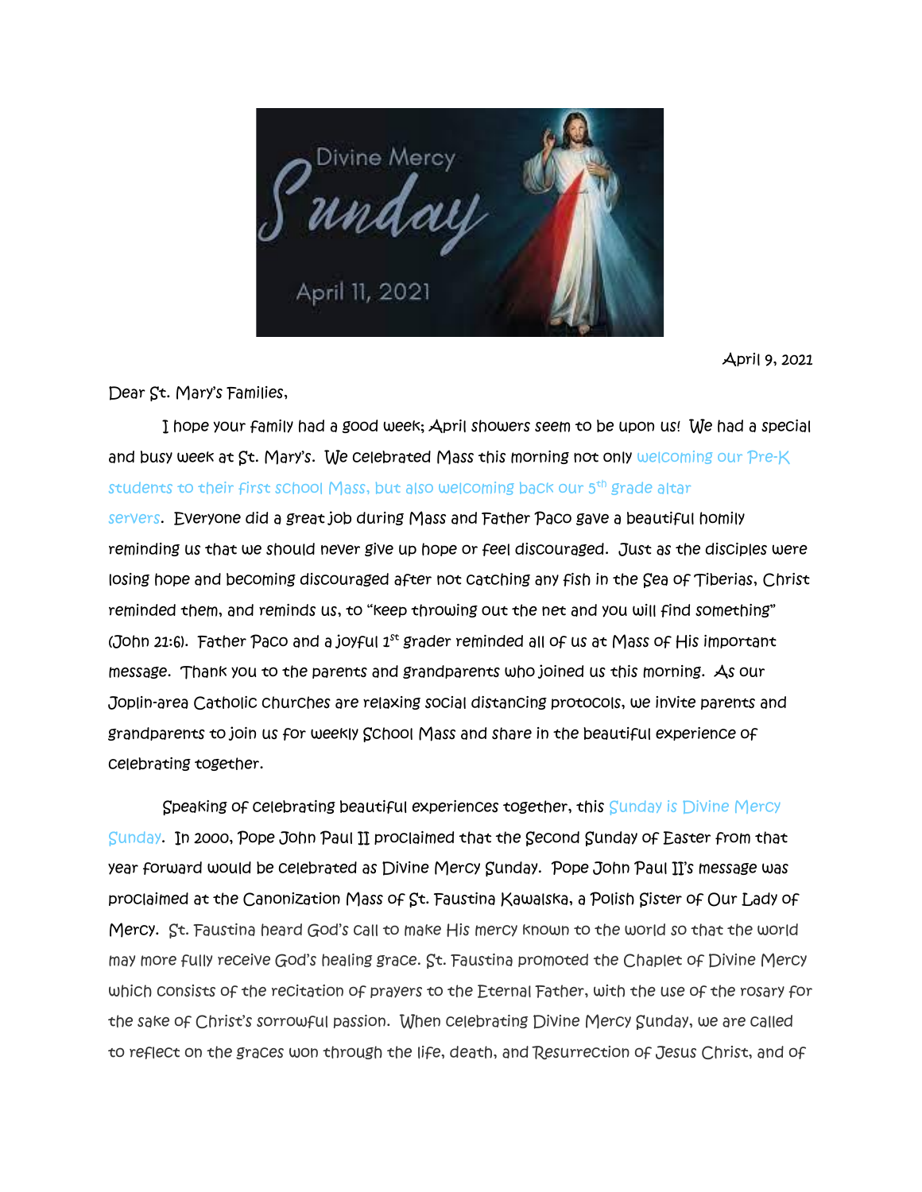April 9, 2021

Dear St. Mary's Families,

I hope your family had a good week; April showers seem to be upon us! We had a special and busy week at St. Mary's. We celebrated Mass this morning not only welcoming our Pre-K students to their first school Mass, but also welcoming back our 5th grade altar servers. Everyone did a great job during Mass and Father Paco gave a beautiful homily reminding us that we should never give up hope or feel discouraged. Just as the disciples were losing hope and becoming discouraged after not catching any fish in the Sea of Tiberias, Christ reminded them, and reminds us, to "keep throwing out the net and you will find something" (John 21:6). Father Paco and a joyful 1st grader reminded all of us at Mass of His important message. Thank you to the parents and grandparents who joined us this morning. As our Joplin-area Catholic churches are relaxing social distancing protocols, we invite parents and grandparents to join us for weekly School Mass and share in the beautiful experience of celebrating together.

Speaking of celebrating beautiful experiences together, this Sunday is Divine Mercy Sunday. In 2000, Pope John Paul II proclaimed that the Second Sunday of Easter from that year forward would be celebrated as Divine Mercy Sunday. Pope John Paul II's message was proclaimed at the Canonization Mass of St. Faustina Kawalska, a Polish Sister of Our Lady of Mercy. St. Faustina heard God's call to make His mercy known to the world so that the world may more fully receive God's healing grace. St. Faustina promoted the Chaplet of Divine Mercy which consists of the recitation of prayers to the Eternal Father, with the use of the rosary for the sake of Christ's sorrowful passion. When celebrating Divine Mercy Sunday, we are called to reflect on the graces won through the life, death, and Resurrection of Jesus Christ, and of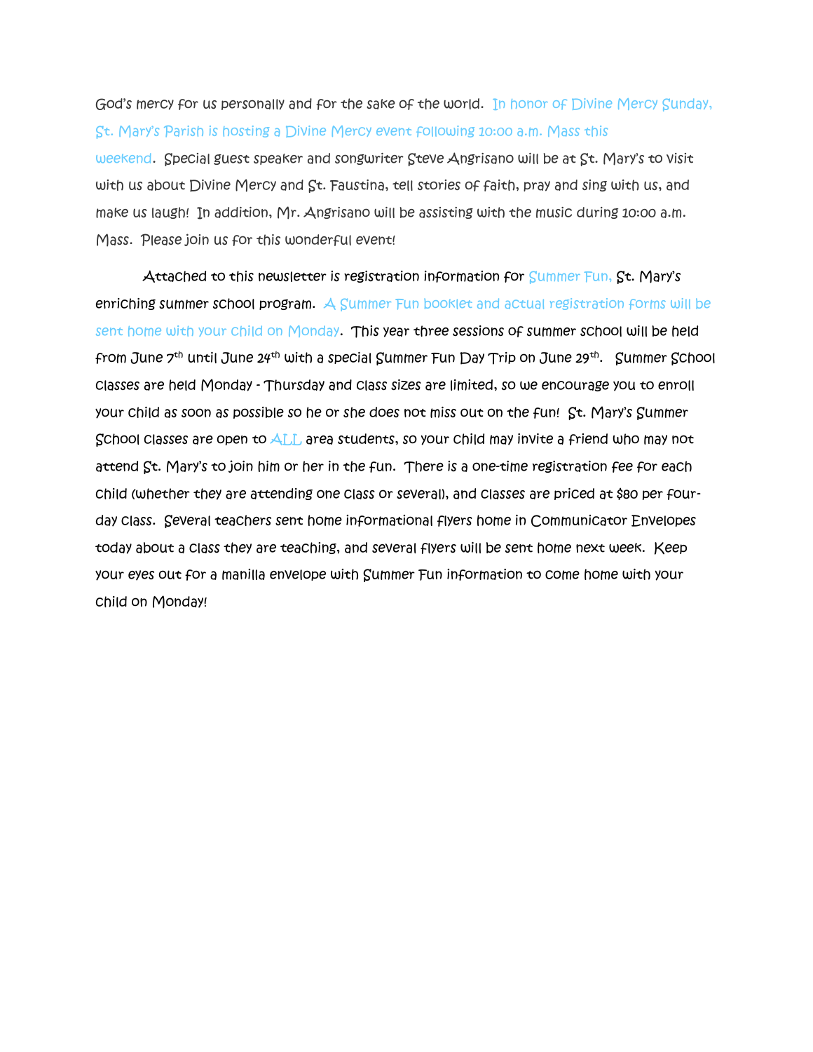God's mercy for us personally and for the sake of the world. In honor of Divine Mercy Sunday, St. Mary's Parish is hosting a Divine Mercy event following 10:00 a.m. Mass this weekend. Special guest speaker and songwriter Steve Angrisano will be at St. Mary's to visit with us about Divine Mercy and St. Faustina, tell stories of faith, pray and sing with us, and make us laugh! In addition, Mr. Angrisano will be assisting with the music during 10:00 a.m. Mass. Please join us for this wonderful event!

Attached to this newsletter is registration information for Summer Fun, St. Mary's enriching summer school program. A Summer Fun booklet and actual registration forms will be sent home with your child on Monday. This year three sessions of summer school will be held from June 7th until June 24th with a special Summer Fun Day Trip on June 29th. Summer School classes are held Monday - Thursday and class sizes are limited, so we encourage you to enroll your child as soon as possible so he or she does not miss out on the fun! St. Mary's Summer School classes are open to ALL area students, so your child may invite a friend who may not attend St. Mary's to join him or her in the fun. There is a one-time registration fee for each child (whether they are attending one class or several), and classes are priced at $80 per four-day class. Several teachers sent home informational flyers home in Communicator Envelopes today about a class they are teaching, and several flyers will be sent home next week. Keep your eyes out for a manilla envelope with Summer Fun information to come home with your child on Monday!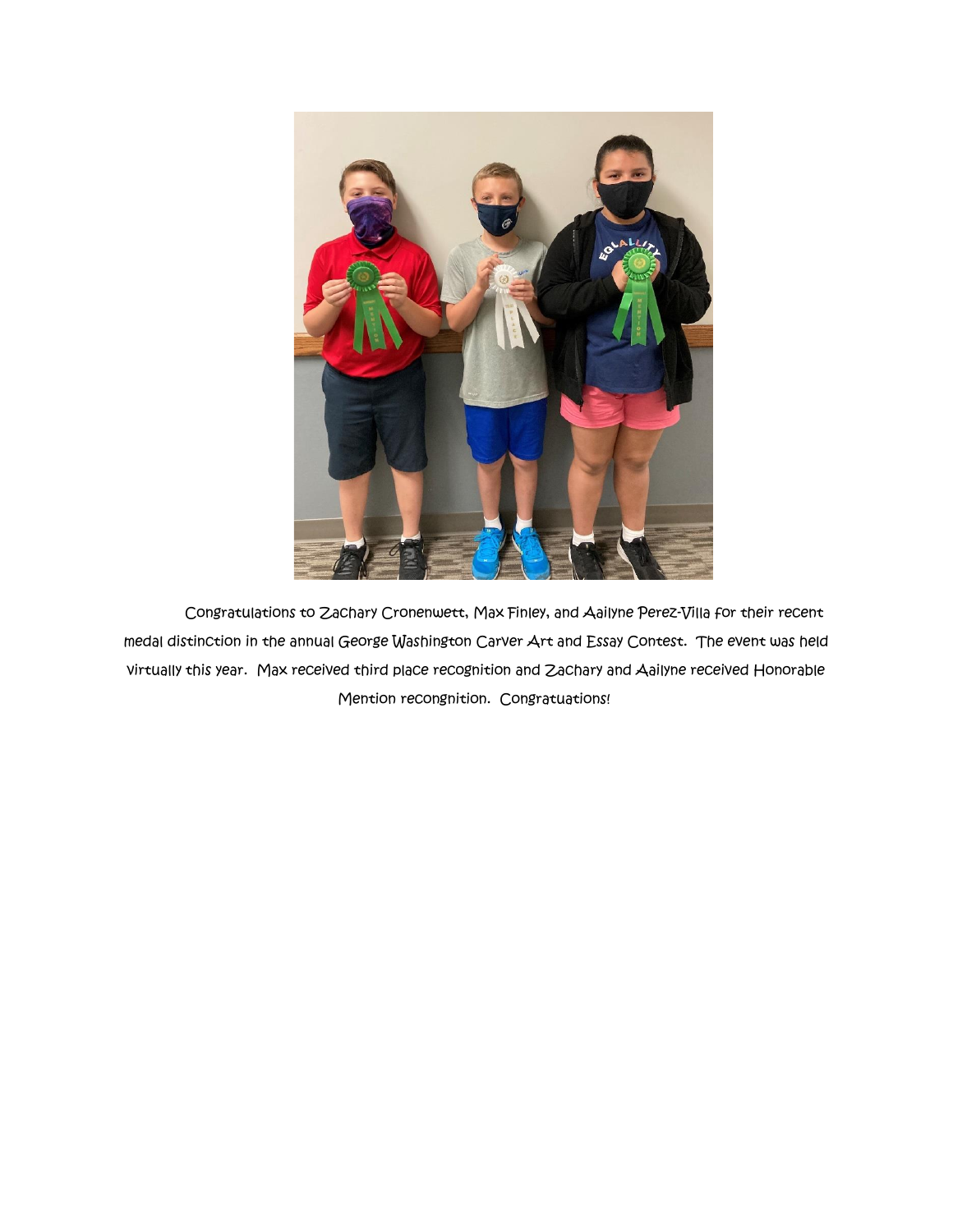Congratulations to Zachary Cronenwett, Max Finley, and Aailyne Perez-Villa for their recent medal distinction in the annual George Washington Carver Art and Essay Contest. The event was held virtually this year. Max received third place recognition and Zachary and Aailyne received Honorable Mention recongnition. Congratuations!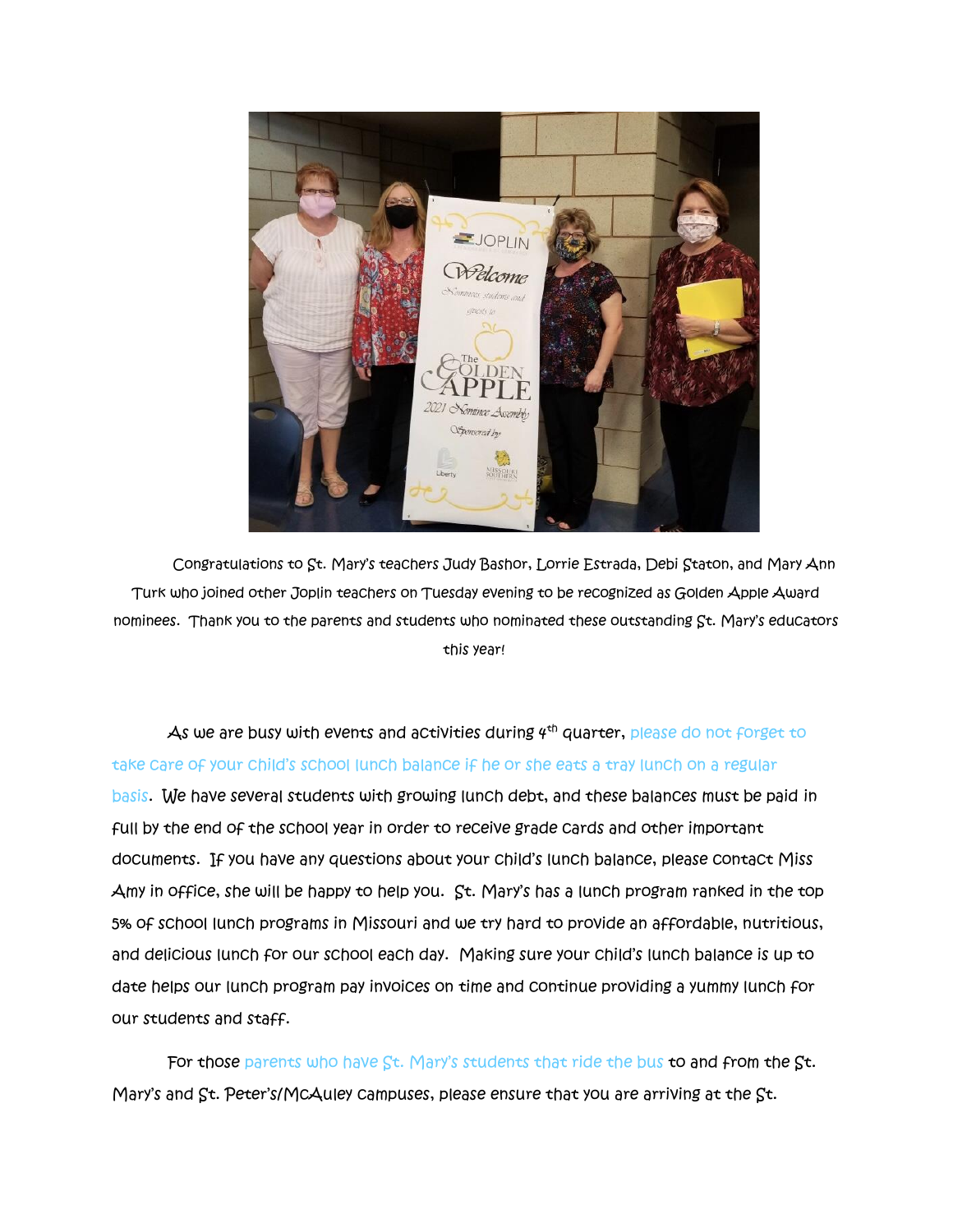Congratulations to St. Mary's teachers Judy Bashor, Lorrie Estrada, Debi Staton, and Mary Ann Turk who joined other Joplin teachers on Tuesday evening to be recognized as Golden Apple Award nominees. Thank you to the parents and students who nominated these outstanding St. Mary's educators this year!

As we are busy with events and activities during 4th quarter, please do not forget to take care of your child's school lunch balance if he or she eats a tray lunch on a regular basis. We have several students with growing lunch debt, and these balances must be paid in full by the end of the school year in order to receive grade cards and other important documents. If you have any questions about your child's lunch balance, please contact Miss Amy in office, she will be happy to help you. St. Mary's has a lunch program ranked in the top 5% of school lunch programs in Missouri and we try hard to provide an affordable, nutritious, and delicious lunch for our school each day. Making sure your child's lunch balance is up to date helps our lunch program pay invoices on time and continue providing a yummy lunch for our students and staff.

For those parents who have St. Mary's students that ride the bus to and from the St. Mary's and St. Peter's/McAuley campuses, please ensure that you are arriving at the St.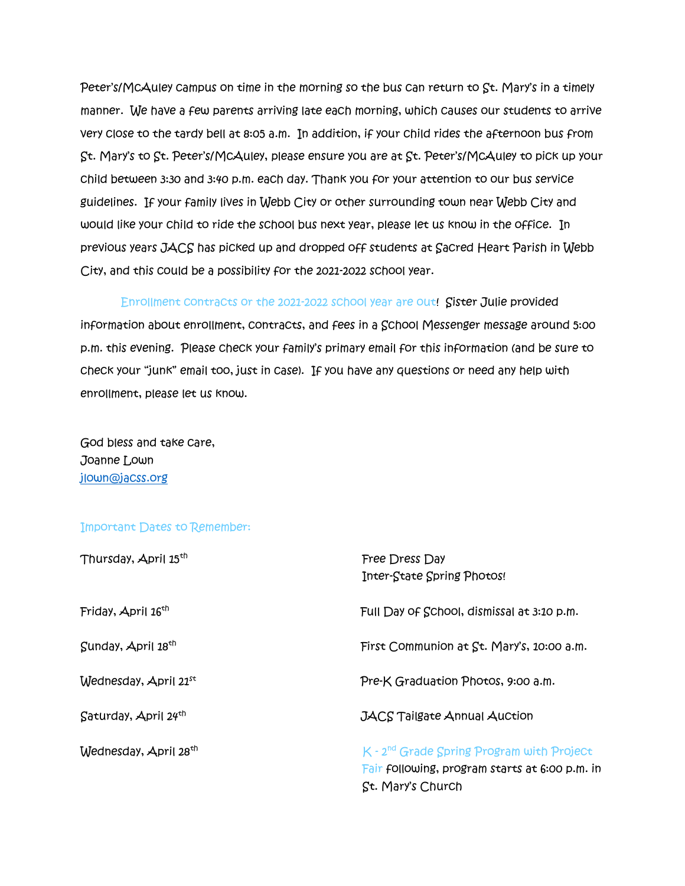Peter's/McAuley campus on time in the morning so the bus can return to St. Mary's in a timely manner. We have a few parents arriving late each morning, which causes our students to arrive very close to the tardy bell at 8:05 a.m. In addition, if your child rides the afternoon bus from St. Mary's to St. Peter's/McAuley, please ensure you are at St. Peter's/McAuley to pick up your child between 3:30 and 3:40 p.m. each day. Thank you for your attention to our bus service guidelines. If your family lives in Webb City or other surrounding town near Webb City and would like your child to ride the school bus next year, please let us know in the office. In previous years JACS has picked up and dropped off students at Sacred Heart Parish in Webb City, and this could be a possibility for the 2021-2022 school year.

Enrollment contracts or the 2021-2022 school year are out! Sister Julie provided information about enrollment, contracts, and fees in a School Messenger message around 5:00 p.m. this evening. Please check your family's primary email for this information (and be sure to check your "junk" email too, just in case). If you have any questions or need any help with enrollment, please let us know.

God bless and take care,
Joanne Lown
jlown@jacss.org

Important Dates to Remember:

| | |
|---|---|
| Thursday, April 15th | Free Dress Day<br>Inter-State Spring Photos! |
| Friday, April 16th | Full Day of School, dismissal at 3:10 p.m. |
| Sunday, April 18th | First Communion at St. Mary's, 10:00 a.m. |
| Wednesday, April 21st | Pre-K Graduation Photos, 9:00 a.m. |
| Saturday, April 24th | JACS Tailgate Annual Auction |
| Wednesday, April 28th | K - 2nd Grade Spring Program with Project Fair following, program starts at 6:00 p.m. in St. Mary's Church |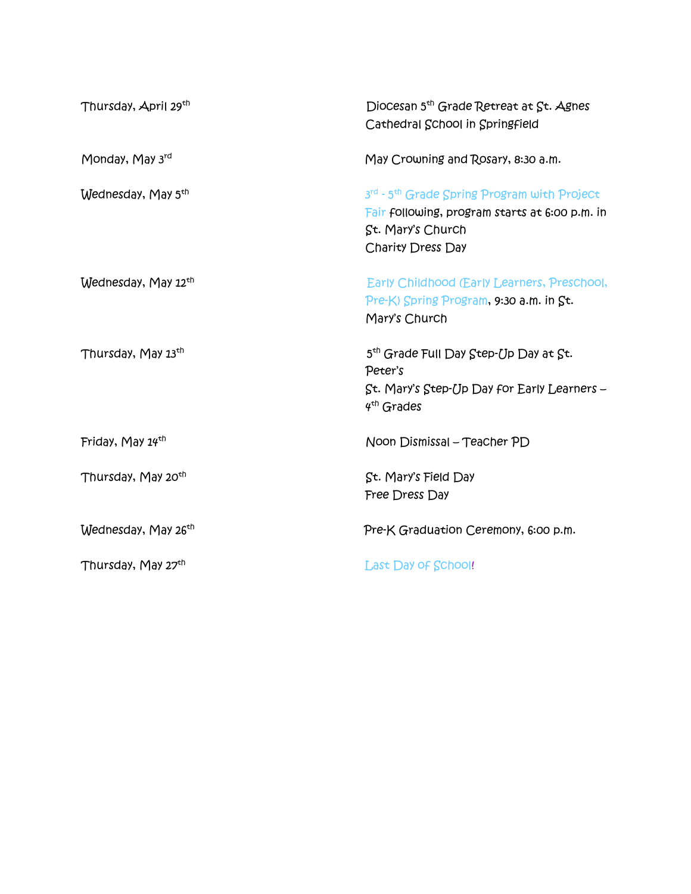| | |
|---|---|
| Thursday, April 29th | Diocesan 5th Grade Retreat at St. Agnes Cathedral School in Springfield |
| Monday, May 3rd | May Crowning and Rosary, 8:30 a.m. |
| Wednesday, May 5th | 3rd - 5th Grade Spring Program with Project Fair following, program starts at 6:00 p.m. in St. Mary's Church<br>Charity Dress Day |
| Wednesday, May 12th | Early Childhood (Early Learners, Preschool, Pre-K) Spring Program, 9:30 a.m. in St. Mary's Church |
| Thursday, May 13th | 5th Grade Full Day Step-Up Day at St. Peter's<br>St. Mary's Step-Up Day for Early Learners – 4th Grades |
| Friday, May 14th | Noon Dismissal – Teacher PD |
| Thursday, May 20th | St. Mary's Field Day<br>Free Dress Day |
| Wednesday, May 26th | Pre-K Graduation Ceremony, 6:00 p.m. |
| Thursday, May 27th | Last Day of School! |